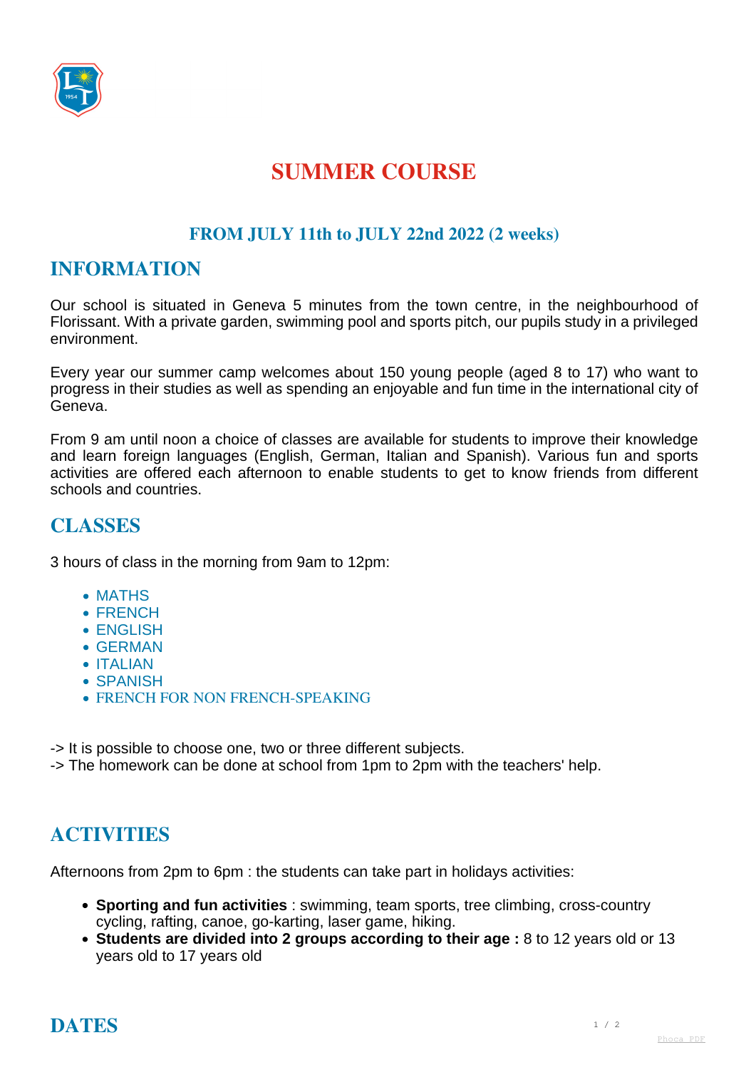# SUMMER COURSE

### FROM JULY 11th to JULY 22nd 2022 (2 weeks)

## INFORMATION

Our school is situated in Geneva 5 minutes from the town centre, in the neighbourhood of Florissant. With a private garden, swimming pool and sports pitch, our pupils study in a privileged environment.

Every year our summer camp welcomes about 150 young people (aged 8 to 17) who want to progress in their studies as well as spending an enjoyable and fun time in the international city of Geneva.

From 9 am until noon a choice of classes are available for students to improve their knowledge and learn foreign languages (English, German, Italian and Spanish). Various fun and sports activities are offered each afternoon to enable students to get to know friends from different schools and countries.

## CLASSES

3 hours of class in the morning from 9am to 12pm:

- MATHS
- FRENCH
- ENGLISH
- GERMAN
- ITALIAN
- SPANISH
- FRENCH FOR NON FRENCH-SPEAKING

-> It is possible to choose one, two or three different subjects.
-> The homework can be done at school from 1pm to 2pm with the teachers' help.

## ACTIVITIES

Afternoons from 2pm to 6pm : the students can take part in holidays activities:

- **Sporting and fun activities** : swimming, team sports, tree climbing, cross-country cycling, rafting, canoe, go-karting, laser game, hiking.
- **Students are divided into 2 groups according to their age :** 8 to 12 years old or 13 years old to 17 years old

## DATES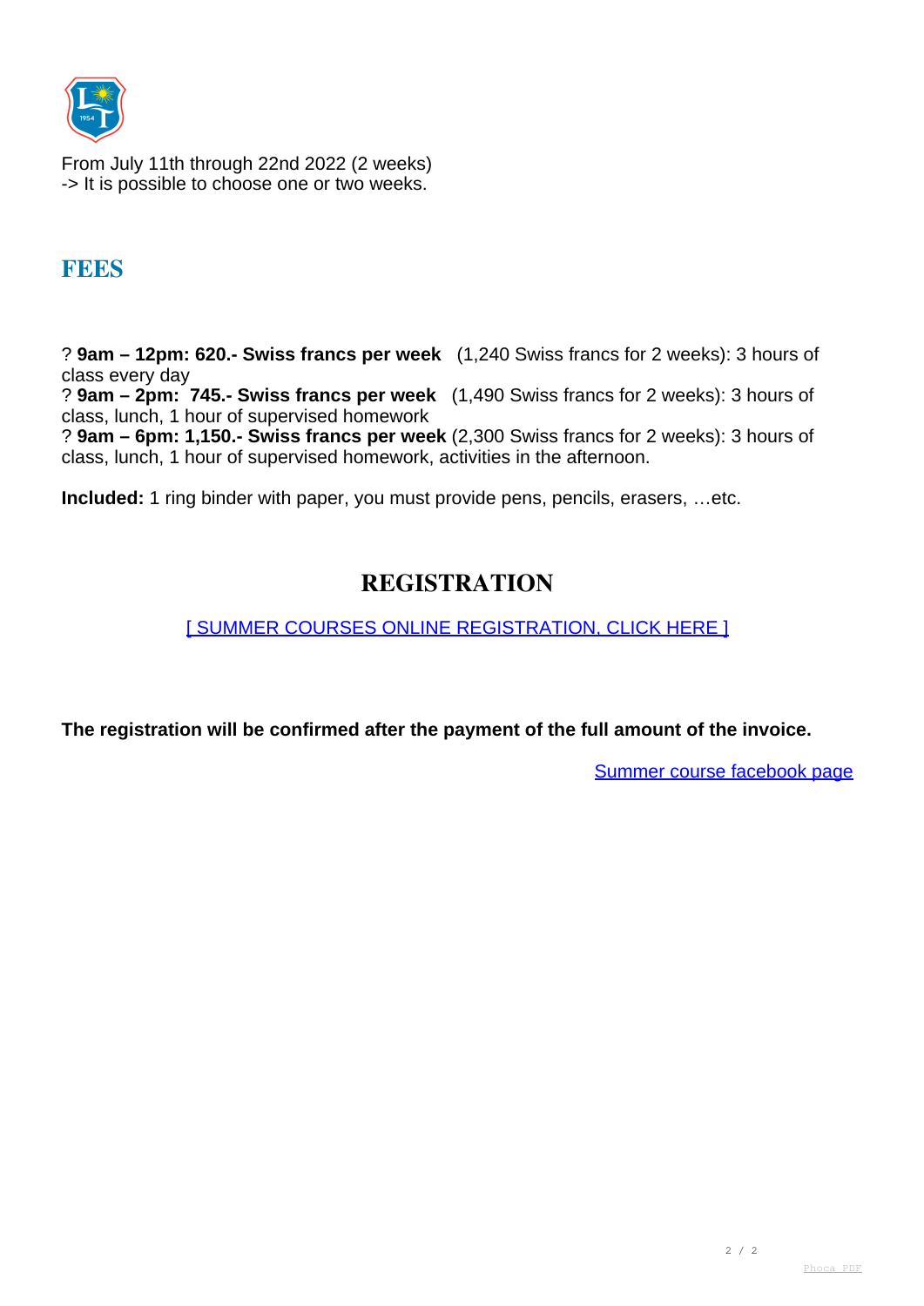From July 11th through 22nd 2022 (2 weeks)
-> It is possible to choose one or two weeks.

## FEES

? **9am – 12pm: 620.- Swiss francs per week** (1,240 Swiss francs for 2 weeks): 3 hours of class every day
? **9am – 2pm: 745.- Swiss francs per week** (1,490 Swiss francs for 2 weeks): 3 hours of class, lunch, 1 hour of supervised homework
? **9am – 6pm: 1,150.- Swiss francs per week** (2,300 Swiss francs for 2 weeks): 3 hours of class, lunch, 1 hour of supervised homework, activities in the afternoon.

**Included:** 1 ring binder with paper, you must provide pens, pencils, erasers, …etc.

## REGISTRATION

[ SUMMER COURSES ONLINE REGISTRATION, CLICK HERE ]

**The registration will be confirmed after the payment of the full amount of the invoice.**

Summer course facebook page